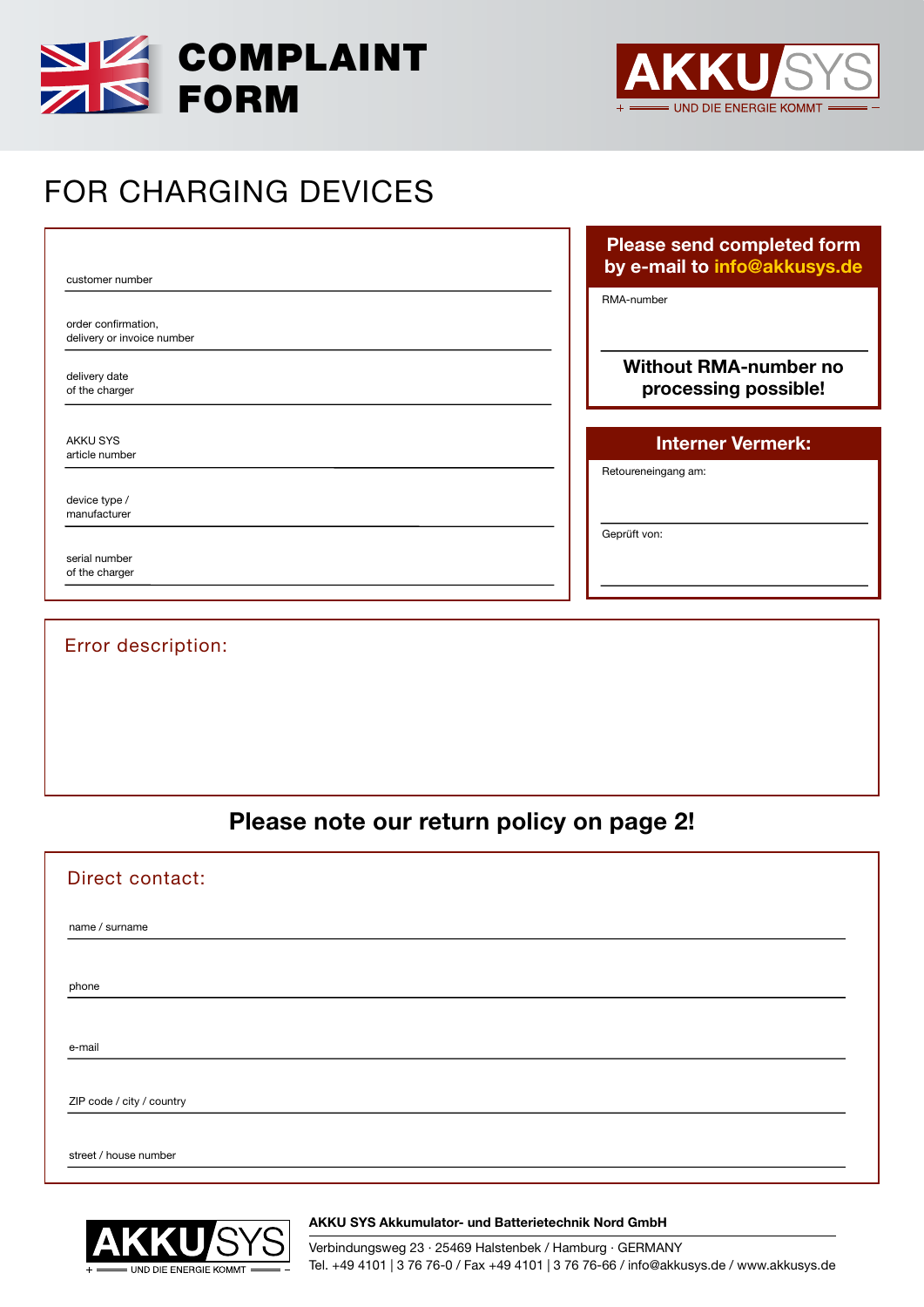# COMPLAINT FORM

AKKU SYS
UND DIE ENERGIE KOMMT

## FOR CHARGING DEVICES

customer number

order confirmation,
delivery or invoice number

delivery date
of the charger

AKKU SYS
article number

device type /
manufacturer

serial number
of the charger

**Please send completed form by e-mail to info@akkusys.de**

RMA-number

**Without RMA-number no processing possible!**

**Interner Vermerk:**

Retoureneingang am:

Geprüft von:

### Error description:

**Please note our return policy on page 2!**

### Direct contact:

name / surname

phone

e-mail

ZIP code / city / country

street / house number

AKKU SYS
UND DIE ENERGIE KOMMT

**AKKU SYS Akkumulator- und Batterietechnik Nord GmbH**

Verbindungsweg 23 · 25469 Halstenbek / Hamburg · GERMANY
Tel. +49 4101 | 3 76 76-0 / Fax +49 4101 | 3 76 76-66 / info@akkusys.de / www.akkusys.de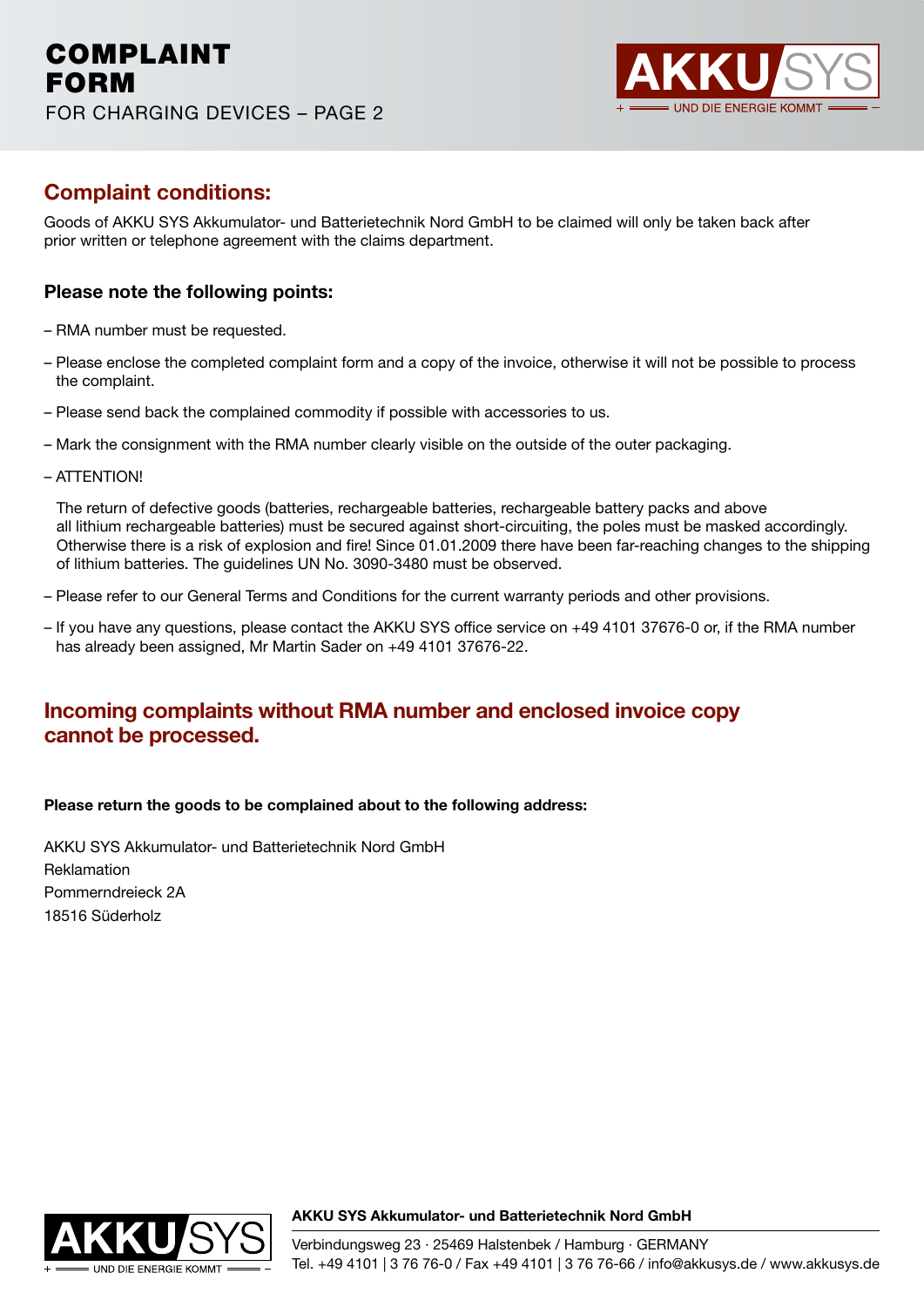# COMPLAINT FORM

FOR CHARGING DEVICES – PAGE 2

## Complaint conditions:

Goods of AKKU SYS Akkumulator- und Batterietechnik Nord GmbH to be claimed will only be taken back after prior written or telephone agreement with the claims department.

### Please note the following points:

– RMA number must be requested.

– Please enclose the completed complaint form and a copy of the invoice, otherwise it will not be possible to process the complaint.

– Please send back the complained commodity if possible with accessories to us.

– Mark the consignment with the RMA number clearly visible on the outside of the outer packaging.

– ATTENTION!

The return of defective goods (batteries, rechargeable batteries, rechargeable battery packs and above all lithium rechargeable batteries) must be secured against short-circuiting, the poles must be masked accordingly. Otherwise there is a risk of explosion and fire! Since 01.01.2009 there have been far-reaching changes to the shipping of lithium batteries. The guidelines UN No. 3090-3480 must be observed.

– Please refer to our General Terms and Conditions for the current warranty periods and other provisions.

– If you have any questions, please contact the AKKU SYS office service on +49 4101 37676-0 or, if the RMA number has already been assigned, Mr Martin Sader on +49 4101 37676-22.

## Incoming complaints without RMA number and enclosed invoice copy cannot be processed.

**Please return the goods to be complained about to the following address:**

AKKU SYS Akkumulator- und Batterietechnik Nord GmbH
Reklamation
Pommerndreieck 2A
18516 Süderholz

**AKKU SYS Akkumulator- und Batterietechnik Nord GmbH**

Verbindungsweg 23 · 25469 Halstenbek / Hamburg · GERMANY
Tel. +49 4101 | 3 76 76-0 / Fax +49 4101 | 3 76 76-66 / info@akkusys.de / www.akkusys.de